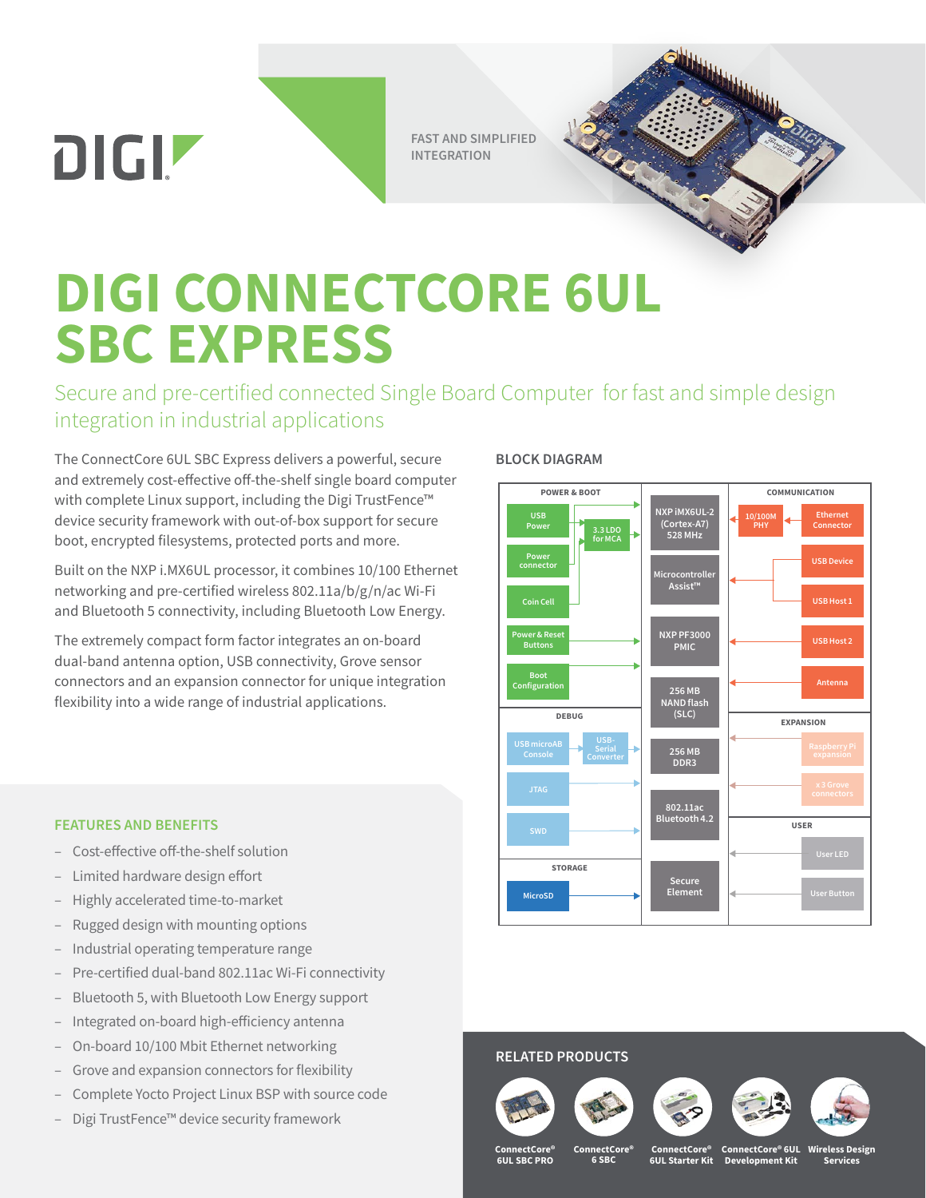DIGI

FAST AND SIMPLIFIED INTEGRATION

# DIGI CONNECTCORE 6UL SBC EXPRESS

## Secure and pre-certified connected Single Board Computer for fast and simple design integration in industrial applications

The ConnectCore 6UL SBC Express delivers a powerful, secure and extremely cost-effective off-the-shelf single board computer with complete Linux support, including the Digi TrustFence™ device security framework with out-of-box support for secure boot, encrypted filesystems, protected ports and more.

Built on the NXP i.MX6UL processor, it combines 10/100 Ethernet networking and pre-certified wireless 802.11a/b/g/n/ac Wi-Fi and Bluetooth 5 connectivity, including Bluetooth Low Energy.

The extremely compact form factor integrates an on-board dual-band antenna option, USB connectivity, Grove sensor connectors and an expansion connector for unique integration flexibility into a wide range of industrial applications.

### BLOCK DIAGRAM

**POWER & BOOT**
- USB Power
- 3.3 LDO for MCA
- Power connector
- Coin Cell
- Power & Reset Buttons
- Boot Configuration

**DEBUG**
- USB microAB Console
- USB-Serial Converter
- JTAG
- SWD

**STORAGE**
- MicroSD

**Core**
- NXP iMX6UL-2 (Cortex-A7) 528 MHz
- Microcontroller Assist™
- NXP PF3000 PMIC
- 256 MB NAND flash (SLC)
- 256 MB DDR3
- 802.11ac Bluetooth 4.2
- Secure Element

**COMMUNICATION**
- 10/100M PHY
- Ethernet Connector
- USB Device
- USB Host 1
- USB Host 2
- Antenna

**EXPANSION**
- Raspberry Pi expansion
- x3 Grove connectors

**USER**
- User LED
- User Button

### FEATURES AND BENEFITS

- Cost-effective off-the-shelf solution
- Limited hardware design effort
- Highly accelerated time-to-market
- Rugged design with mounting options
- Industrial operating temperature range
- Pre-certified dual-band 802.11ac Wi-Fi connectivity
- Bluetooth 5, with Bluetooth Low Energy support
- Integrated on-board high-efficiency antenna
- On-board 10/100 Mbit Ethernet networking
- Grove and expansion connectors for flexibility
- Complete Yocto Project Linux BSP with source code
- Digi TrustFence™ device security framework

### RELATED PRODUCTS

- ConnectCore® 6UL SBC PRO
- ConnectCore® 6 SBC
- ConnectCore® 6UL Starter Kit
- ConnectCore® 6UL Development Kit
- Wireless Design Services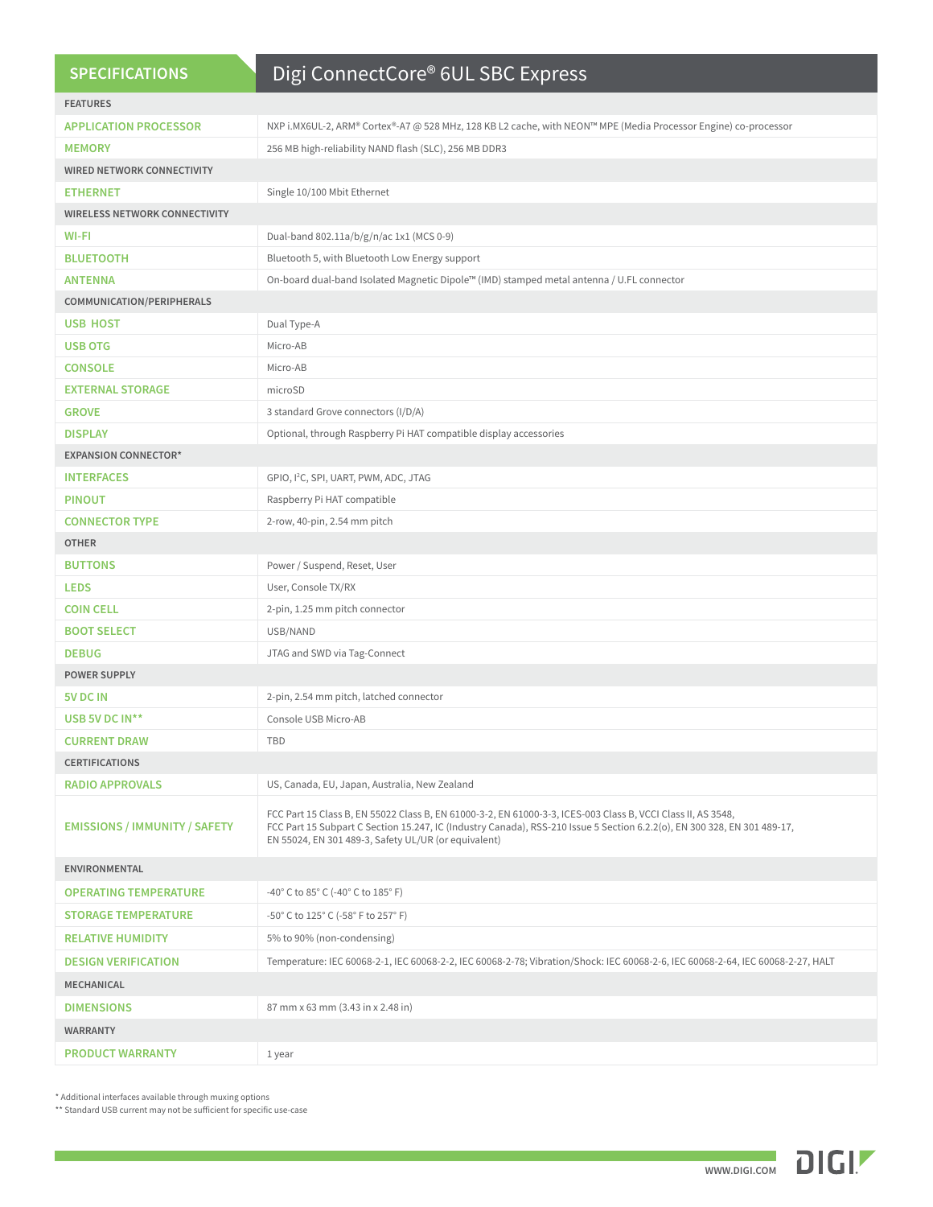# SPECIFICATIONS — Digi ConnectCore® 6UL SBC Express

| | |
|---|---|
| **FEATURES** | |
| APPLICATION PROCESSOR | NXP i.MX6UL-2, ARM® Cortex®-A7 @ 528 MHz, 128 KB L2 cache, with NEON™ MPE (Media Processor Engine) co-processor |
| MEMORY | 256 MB high-reliability NAND flash (SLC), 256 MB DDR3 |
| **WIRED NETWORK CONNECTIVITY** | |
| ETHERNET | Single 10/100 Mbit Ethernet |
| **WIRELESS NETWORK CONNECTIVITY** | |
| WI-FI | Dual-band 802.11a/b/g/n/ac 1x1 (MCS 0-9) |
| BLUETOOTH | Bluetooth 5, with Bluetooth Low Energy support |
| ANTENNA | On-board dual-band Isolated Magnetic Dipole™ (IMD) stamped metal antenna / U.FL connector |
| **COMMUNICATION/PERIPHERALS** | |
| USB HOST | Dual Type-A |
| USB OTG | Micro-AB |
| CONSOLE | Micro-AB |
| EXTERNAL STORAGE | microSD |
| GROVE | 3 standard Grove connectors (I/D/A) |
| DISPLAY | Optional, through Raspberry Pi HAT compatible display accessories |
| **EXPANSION CONNECTOR*** | |
| INTERFACES | GPIO, I²C, SPI, UART, PWM, ADC, JTAG |
| PINOUT | Raspberry Pi HAT compatible |
| CONNECTOR TYPE | 2-row, 40-pin, 2.54 mm pitch |
| **OTHER** | |
| BUTTONS | Power / Suspend, Reset, User |
| LEDS | User, Console TX/RX |
| COIN CELL | 2-pin, 1.25 mm pitch connector |
| BOOT SELECT | USB/NAND |
| DEBUG | JTAG and SWD via Tag-Connect |
| **POWER SUPPLY** | |
| 5V DC IN | 2-pin, 2.54 mm pitch, latched connector |
| USB 5V DC IN** | Console USB Micro-AB |
| CURRENT DRAW | TBD |
| **CERTIFICATIONS** | |
| RADIO APPROVALS | US, Canada, EU, Japan, Australia, New Zealand |
| EMISSIONS / IMMUNITY / SAFETY | FCC Part 15 Class B, EN 55022 Class B, EN 61000-3-2, EN 61000-3-3, ICES-003 Class B, VCCI Class II, AS 3548, FCC Part 15 Subpart C Section 15.247, IC (Industry Canada), RSS-210 Issue 5 Section 6.2.2(o), EN 300 328, EN 301 489-17, EN 55024, EN 301 489-3, Safety UL/UR (or equivalent) |
| **ENVIRONMENTAL** | |
| OPERATING TEMPERATURE | -40° C to 85° C (-40° C to 185° F) |
| STORAGE TEMPERATURE | -50° C to 125° C (-58° F to 257° F) |
| RELATIVE HUMIDITY | 5% to 90% (non-condensing) |
| DESIGN VERIFICATION | Temperature: IEC 60068-2-1, IEC 60068-2-2, IEC 60068-2-78; Vibration/Shock: IEC 60068-2-6, IEC 60068-2-64, IEC 60068-2-27, HALT |
| **MECHANICAL** | |
| DIMENSIONS | 87 mm x 63 mm (3.43 in x 2.48 in) |
| **WARRANTY** | |
| PRODUCT WARRANTY | 1 year |

* Additional interfaces available through muxing options

** Standard USB current may not be sufficient for specific use-case

WWW.DIGI.COM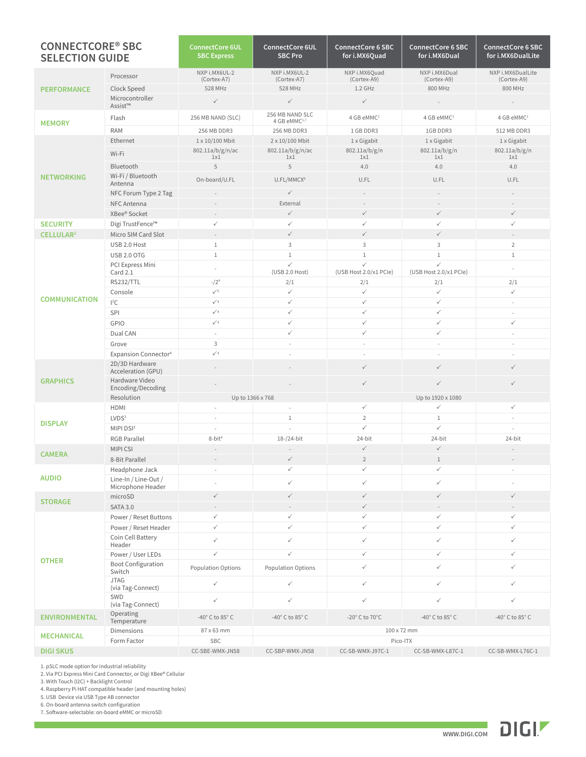# CONNECTCORE® SBC SELECTION GUIDE

| Category | Feature | ConnectCore 6UL SBC Express | ConnectCore 6UL SBC Pro | ConnectCore 6 SBC for i.MX6Quad | ConnectCore 6 SBC for i.MX6Dual | ConnectCore 6 SBC for i.MX6DualLite |
|---|---|---|---|---|---|---|
| PERFORMANCE | Processor | NXP i.MX6UL-2 (Cortex-A7) | NXP i.MX6UL-2 (Cortex-A7) | NXP i.MX6Quad (Cortex-A9) | NXP i.MX6Dual (Cortex-A9) | NXP i.MX6DualLite (Cortex-A9) |
| | Clock Speed | 528 MHz | 528 MHz | 1.2 GHz | 800 MHz | 800 MHz |
| | Microcontroller Assist™ | ✓ | ✓ | ✓ | - | - |
| MEMORY | Flash | 256 MB NAND (SLC) | 256 MB NAND SLC 4 GB eMMC[1,7] | 4 GB eMMC[1] | 4 GB eMMC[1] | 4 GB eMMC[1] |
| | RAM | 256 MB DDR3 | 256 MB DDR3 | 1 GB DDR3 | 1GB DDR3 | 512 MB DDR3 |
| NETWORKING | Ethernet | 1 x 10/100 Mbit | 2 x 10/100 Mbit | 1 x Gigabit | 1 x Gigabit | 1 x Gigabit |
| | Wi-Fi | 802.11a/b/g/n/ac 1x1 | 802.11a/b/g/n/ac 1x1 | 802.11a/b/g/n 1x1 | 802.11a/b/g/n 1x1 | 802.11a/b/g/n 1x1 |
| | Bluetooth | 5 | 5 | 4.0 | 4.0 | 4.0 |
| | Wi-Fi / Bluetooth Antenna | On-board/U.FL | U.FL/MMCX[6] | U.FL | U.FL | U.FL |
| | NFC Forum Type 2 Tag | - | ✓ | - | - | - |
| | NFC Antenna | - | External | - | - | - |
| | XBee® Socket | - | ✓ | ✓ | ✓ | ✓ |
| SECURITY | Digi TrustFence™ | ✓ | ✓ | ✓ | ✓ | ✓ |
| CELLULAR[2] | Micro SIM Card Slot | - | ✓ | ✓ | ✓ | - |
| COMMUNICATION | USB 2.0 Host | 1 | 3 | 3 | 3 | 2 |
| | USB 2.0 OTG | 1 | 1 | 1 | 1 | 1 |
| | PCI Express Mini Card 2.1 | - | ✓ (USB 2.0 Host) | ✓ (USB Host 2.0/x1 PCIe) | ✓ (USB Host 2.0/x1 PCIe) | - |
| | RS232/TTL | -/2[4] | 2/1 | 2/1 | 2/1 | 2/1 |
| | Console | ✓[5] | ✓ | ✓ | ✓ | ✓ |
| | I²C | ✓[4] | ✓ | ✓ | ✓ | - |
| | SPI | ✓[4] | ✓ | ✓ | ✓ | - |
| | GPIO | ✓[4] | ✓ | ✓ | ✓ | ✓ |
| | Dual CAN | - | ✓ | ✓ | ✓ | - |
| | Grove | 3 | - | - | - | - |
| | Expansion Connector[4] | ✓[4] | - | - | - | - |
| GRAPHICS | 2D/3D Hardware Acceleration (GPU) | - | - | ✓ | ✓ | ✓ |
| | Hardware Video Encoding/Decoding | - | - | ✓ | ✓ | ✓ |
| | Resolution | Up to 1366 x 768 | | Up to 1920 x 1080 | | |
| DISPLAY | HDMI | - | - | ✓ | ✓ | ✓ |
| | LVDS[3] | - | 1 | 2 | 1 | - |
| | MIPI DSI[3] | - | - | ✓ | ✓ | - |
| | RGB Parallel | 8-bit[4] | 18-/24-bit | 24-bit | 24-bit | 24-bit |
| CAMERA | MIPI CSI | - | - | ✓ | ✓ | - |
| | 8-Bit Parallel | - | ✓ | 2 | 1 | - |
| AUDIO | Headphone Jack | - | ✓ | ✓ | ✓ | - |
| | Line-In / Line-Out / Microphone Header | - | ✓ | ✓ | ✓ | - |
| STORAGE | microSD | ✓ | ✓ | ✓ | ✓ | ✓ |
| | SATA 3.0 | - | - | ✓ | - | - |
| OTHER | Power / Reset Buttons | ✓ | ✓ | ✓ | ✓ | ✓ |
| | Power / Reset Header | ✓ | ✓ | ✓ | ✓ | ✓ |
| | Coin Cell Battery Header | ✓ | ✓ | ✓ | ✓ | ✓ |
| | Power / User LEDs | ✓ | ✓ | ✓ | ✓ | ✓ |
| | Boot Configuration Switch | Population Options | Population Options | ✓ | ✓ | ✓ |
| | JTAG (via Tag-Connect) | ✓ | ✓ | ✓ | ✓ | ✓ |
| | SWD (via Tag-Connect) | ✓ | ✓ | ✓ | ✓ | ✓ |
| ENVIRONMENTAL | Operating Temperature | -40° C to 85° C | -40° C to 85° C | -20° C to 70°C | -40° C to 85° C | -40° C to 85° C |
| MECHANICAL | Dimensions | 87 x 63 mm | 100 x 72 mm | | | |
| | Form Factor | SBC | Pico-ITX | | | |
| DIGI SKUS | | CC-SBE-WMX-JN58 | CC-SBP-WMX-JN58 | CC-SB-WMX-J97C-1 | CC-SB-WMX-L87C-1 | CC-SB-WMX-L76C-1 |

1. pSLC mode option for industrial reliability
2. Via PCI Express Mini Card Connector, or Digi XBee® Cellular
3. With Touch (I2C) + Backlight Control
4. Raspberry Pi HAT compatible header (and mounting holes)
5. USB Device via USB Type AB connector
6. On-board antenna switch configuration
7. Software-selectable: on-board eMMC or microSD

WWW.DIGI.COM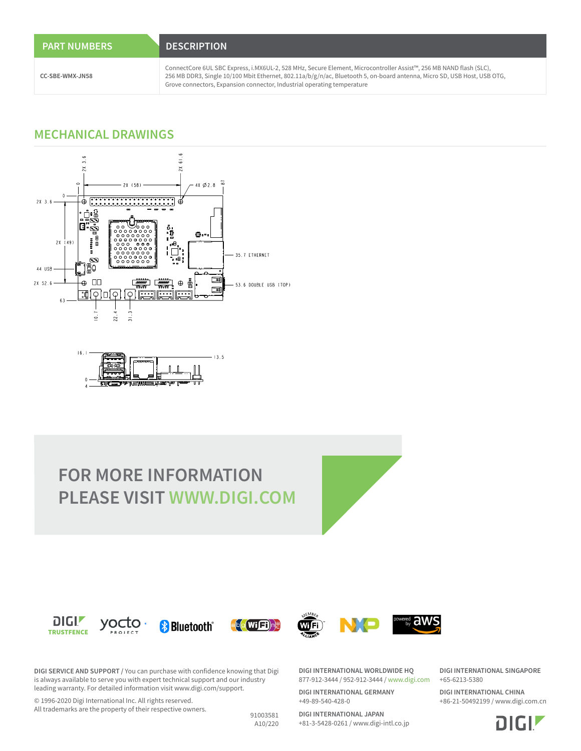| PART NUMBERS | DESCRIPTION |
|---|---|
| CC-SBE-WMX-JN58 | ConnectCore 6UL SBC Express, i.MX6UL-2, 528 MHz, Secure Element, Microcontroller Assist™, 256 MB NAND flash (SLC), 256 MB DDR3, Single 10/100 Mbit Ethernet, 802.11a/b/g/n/ac, Bluetooth 5, on-board antenna, Micro SD, USB Host, USB OTG, Grove connectors, Expansion connector, Industrial operating temperature |

## MECHANICAL DRAWINGS

2X 3.6
2X 61.6
0
2X (58)
4X Ø2.8
87
0
2X 3.6
2X (49)
44 USB
2X 52.6
63
35.7 ETHERNET
53.6 DOUBLE USB (TOP)
10.7
22.4
31.3

16.1
13.5
0
4

## FOR MORE INFORMATION PLEASE VISIT WWW.DIGI.COM

**DIGI SERVICE AND SUPPORT** / You can purchase with confidence knowing that Digi is always available to serve you with expert technical support and our industry leading warranty. For detailed information visit www.digi.com/support.

© 1996-2020 Digi International Inc. All rights reserved.
All trademarks are the property of their respective owners.

91003581
A10/220

**DIGI INTERNATIONAL WORLDWIDE HQ**
877-912-3444 / 952-912-3444 / www.digi.com

**DIGI INTERNATIONAL GERMANY**
+49-89-540-428-0

**DIGI INTERNATIONAL JAPAN**
+81-3-5428-0261 / www.digi-intl.co.jp

**DIGI INTERNATIONAL SINGAPORE**
+65-6213-5380

**DIGI INTERNATIONAL CHINA**
+86-21-50492199 / www.digi.com.cn